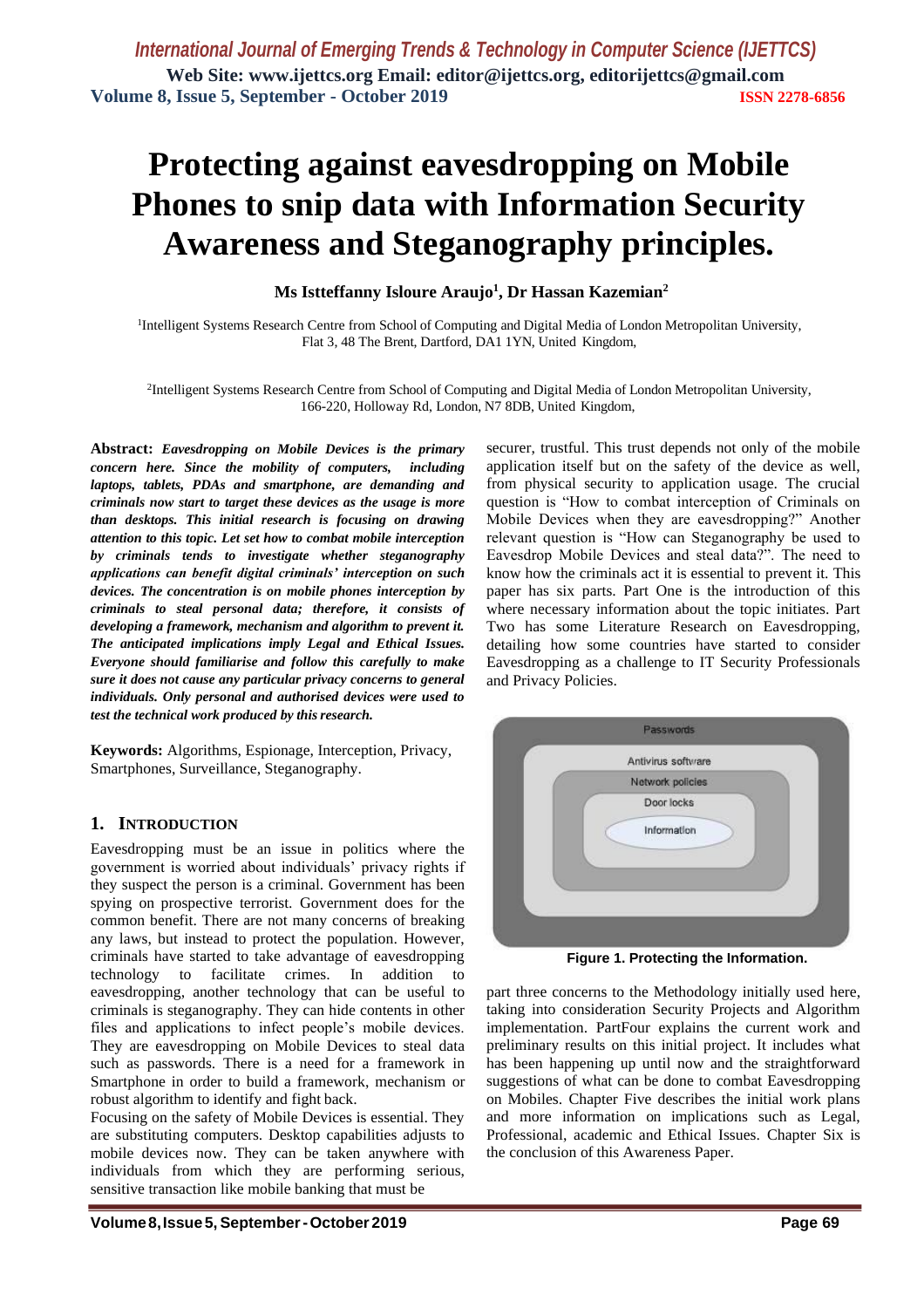# Protecting against eavesdropping on Mobile Phones to snip data with Information Security Awareness and Steganography principles.

**Ms Istteffanny Isloure Araujo[1], Dr Hassan Kazemian[2]**

[1]Intelligent Systems Research Centre from School of Computing and Digital Media of London Metropolitan University, Flat 3, 48 The Brent, Dartford, DA1 1YN, United Kingdom,

[2]Intelligent Systems Research Centre from School of Computing and Digital Media of London Metropolitan University, 166-220, Holloway Rd, London, N7 8DB, United Kingdom,

**Abstract:** ***Eavesdropping on Mobile Devices is the primary concern here. Since the mobility of computers, including laptops, tablets, PDAs and smartphone, are demanding and criminals now start to target these devices as the usage is more than desktops. This initial research is focusing on drawing attention to this topic. Let set how to combat mobile interception by criminals tends to investigate whether steganography applications can benefit digital criminals' interception on such devices. The concentration is on mobile phones interception by criminals to steal personal data; therefore, it consists of developing a framework, mechanism and algorithm to prevent it. The anticipated implications imply Legal and Ethical Issues. Everyone should familiarise and follow this carefully to make sure it does not cause any particular privacy concerns to general individuals. Only personal and authorised devices were used to test the technical work produced by this research.***

**Keywords:** Algorithms, Espionage, Interception, Privacy, Smartphones, Surveillance, Steganography.

## 1. INTRODUCTION

Eavesdropping must be an issue in politics where the government is worried about individuals' privacy rights if they suspect the person is a criminal. Government has been spying on prospective terrorist. Government does for the common benefit. There are not many concerns of breaking any laws, but instead to protect the population. However, criminals have started to take advantage of eavesdropping technology to facilitate crimes. In addition to eavesdropping, another technology that can be useful to criminals is steganography. They can hide contents in other files and applications to infect people's mobile devices. They are eavesdropping on Mobile Devices to steal data such as passwords. There is a need for a framework in Smartphone in order to build a framework, mechanism or robust algorithm to identify and fight back.

Focusing on the safety of Mobile Devices is essential. They are substituting computers. Desktop capabilities adjusts to mobile devices now. They can be taken anywhere with individuals from which they are performing serious, sensitive transaction like mobile banking that must be securer, trustful. This trust depends not only of the mobile application itself but on the safety of the device as well, from physical security to application usage. The crucial question is "How to combat interception of Criminals on Mobile Devices when they are eavesdropping?" Another relevant question is "How can Steganography be used to Eavesdrop Mobile Devices and steal data?". The need to know how the criminals act it is essential to prevent it. This paper has six parts. Part One is the introduction of this where necessary information about the topic initiates. Part Two has some Literature Research on Eavesdropping, detailing how some countries have started to consider Eavesdropping as a challenge to IT Security Professionals and Privacy Policies.

Passwords

Antivirus software

Network policies

Door locks

Information

**Figure 1. Protecting the Information.**

part three concerns to the Methodology initially used here, taking into consideration Security Projects and Algorithm implementation. PartFour explains the current work and preliminary results on this initial project. It includes what has been happening up until now and the straightforward suggestions of what can be done to combat Eavesdropping on Mobiles. Chapter Five describes the initial work plans and more information on implications such as Legal, Professional, academic and Ethical Issues. Chapter Six is the conclusion of this Awareness Paper.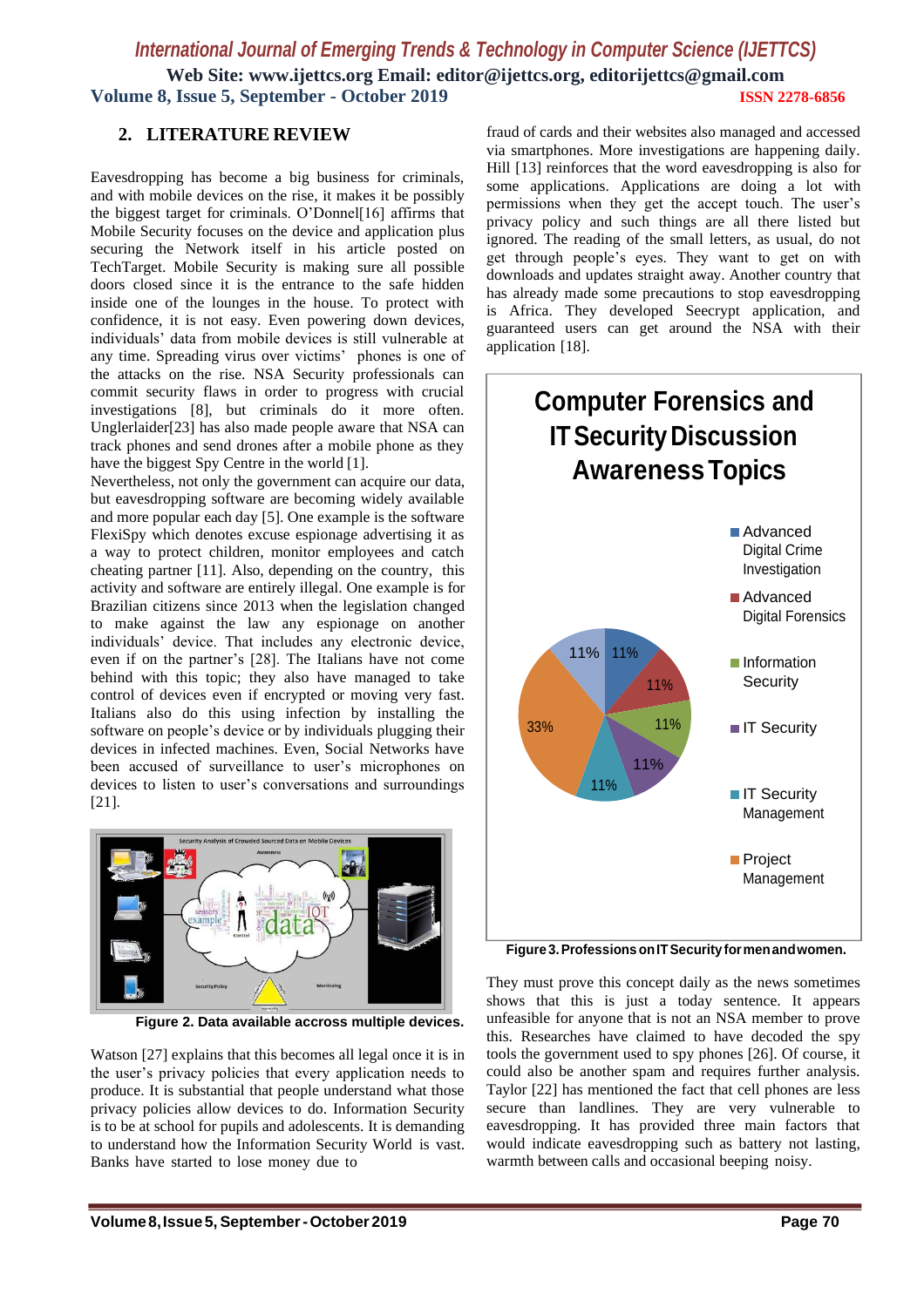## 2. LITERATURE REVIEW

Eavesdropping has become a big business for criminals, and with mobile devices on the rise, it makes it be possibly the biggest target for criminals. O'Donnel[16] affirms that Mobile Security focuses on the device and application plus securing the Network itself in his article posted on TechTarget. Mobile Security is making sure all possible doors closed since it is the entrance to the safe hidden inside one of the lounges in the house. To protect with confidence, it is not easy. Even powering down devices, individuals' data from mobile devices is still vulnerable at any time. Spreading virus over victims' phones is one of the attacks on the rise. NSA Security professionals can commit security flaws in order to progress with crucial investigations [8], but criminals do it more often. Unglerlaider[23] has also made people aware that NSA can track phones and send drones after a mobile phone as they have the biggest Spy Centre in the world [1].

Nevertheless, not only the government can acquire our data, but eavesdropping software are becoming widely available and more popular each day [5]. One example is the software FlexiSpy which denotes excuse espionage advertising it as a way to protect children, monitor employees and catch cheating partner [11]. Also, depending on the country, this activity and software are entirely illegal. One example is for Brazilian citizens since 2013 when the legislation changed to make against the law any espionage on another individuals' device. That includes any electronic device, even if on the partner's [28]. The Italians have not come behind with this topic; they also have managed to take control of devices even if encrypted or moving very fast. Italians also do this using infection by installing the software on people's device or by individuals plugging their devices in infected machines. Even, Social Networks have been accused of surveillance to user's microphones on devices to listen to user's conversations and surroundings [21].

**Figure 2. Data available accross multiple devices.**

Watson [27] explains that this becomes all legal once it is in the user's privacy policies that every application needs to produce. It is substantial that people understand what those privacy policies allow devices to do. Information Security is to be at school for pupils and adolescents. It is demanding to understand how the Information Security World is vast. Banks have started to lose money due to fraud of cards and their websites also managed and accessed via smartphones. More investigations are happening daily. Hill [13] reinforces that the word eavesdropping is also for some applications. Applications are doing a lot with permissions when they get the accept touch. The user's privacy policy and such things are all there listed but ignored. The reading of the small letters, as usual, do not get through people's eyes. They want to get on with downloads and updates straight away. Another country that has already made some precautions to stop eavesdropping is Africa. They developed Seecrypt application, and guaranteed users can get around the NSA with their application [18].

**Figure 3. Professions on IT Security for men and women.**

They must prove this concept daily as the news sometimes shows that this is just a today sentence. It appears unfeasible for anyone that is not an NSA member to prove this. Researches have claimed to have decoded the spy tools the government used to spy phones [26]. Of course, it could also be another spam and requires further analysis. Taylor [22] has mentioned the fact that cell phones are less secure than landlines. They are very vulnerable to eavesdropping. It has provided three main factors that would indicate eavesdropping such as battery not lasting, warmth between calls and occasional beeping noisy.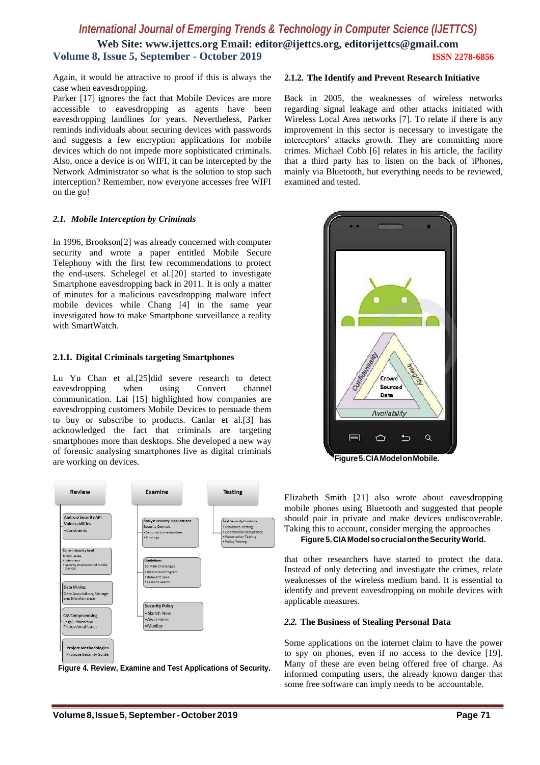Again, it would be attractive to proof if this is always the case when eavesdropping.

Parker [17] ignores the fact that Mobile Devices are more accessible to eavesdropping as agents have been eavesdropping landlines for years. Nevertheless, Parker reminds individuals about securing devices with passwords and suggests a few encryption applications for mobile devices which do not impede more sophisticated criminals. Also, once a device is on WIFI, it can be intercepted by the Network Administrator so what is the solution to stop such interception? Remember, now everyone accesses free WIFI on the go!

### *2.1. Mobile Interception by Criminals*

In 1996, Brookson[2] was already concerned with computer security and wrote a paper entitled Mobile Secure Telephony with the first few recommendations to protect the end-users. Schelegel et al.[20] started to investigate Smartphone eavesdropping back in 2011. It is only a matter of minutes for a malicious eavesdropping malware infect mobile devices while Chang [4] in the same year investigated how to make Smartphone surveillance a reality with SmartWatch.

#### 2.1.1. Digital Criminals targeting Smartphones

Lu Yu Chan et al.[25]did severe research to detect eavesdropping when using Convert channel communication. Lai [15] highlighted how companies are eavesdropping customers Mobile Devices to persuade them to buy or subscribe to products. Canlar et al.[3] has acknowledged the fact that criminals are targeting smartphones more than desktops. She developed a new way of forensic analysing smartphones live as digital criminals are working on devices.

**Figure 4. Review, Examine and Test Applications of Security.**

#### 2.1.2. The Identify and Prevent Research Initiative

Back in 2005, the weaknesses of wireless networks regarding signal leakage and other attacks initiated with Wireless Local Area networks [7]. To relate if there is any improvement in this sector is necessary to investigate the interceptors' attacks growth. They are committing more crimes. Michael Cobb [6] relates in his article, the facility that a third party has to listen on the back of iPhones, mainly via Bluetooth, but everything needs to be reviewed, examined and tested.

**Figure 5. CIA Model on Mobile.**

Elizabeth Smith [21] also wrote about eavesdropping mobile phones using Bluetooth and suggested that people should pair in private and make devices undiscoverable. Taking this to account, consider merging the approaches

**Figure 5. CIA Model so crucial on the Security World.**

that other researchers have started to protect the data. Instead of only detecting and investigate the crimes, relate weaknesses of the wireless medium band. It is essential to identify and prevent eavesdropping on mobile devices with applicable measures.

### *2.2. The Business of Stealing Personal Data*

Some applications on the internet claim to have the power to spy on phones, even if no access to the device [19]. Many of these are even being offered free of charge. As informed computing users, the already known danger that some free software can imply needs to be accountable.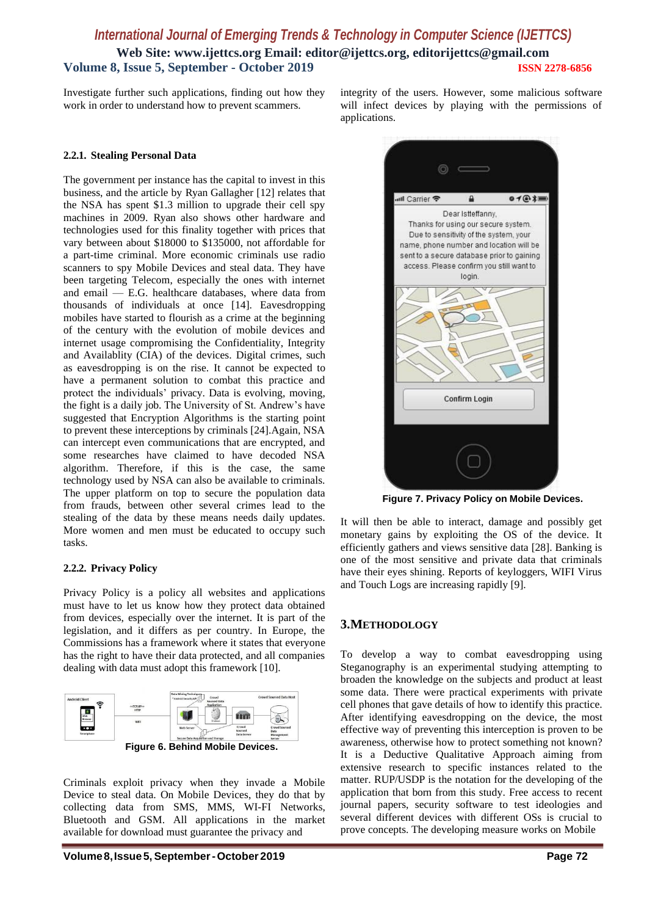Investigate further such applications, finding out how they work in order to understand how to prevent scammers.

### 2.2.1. Stealing Personal Data

The government per instance has the capital to invest in this business, and the article by Ryan Gallagher [12] relates that the NSA has spent $1.3 million to upgrade their cell spy machines in 2009. Ryan also shows other hardware and technologies used for this finality together with prices that vary between about $18000 to $135000, not affordable for a part-time criminal. More economic criminals use radio scanners to spy Mobile Devices and steal data. They have been targeting Telecom, especially the ones with internet and email — E.G. healthcare databases, where data from thousands of individuals at once [14]. Eavesdropping mobiles have started to flourish as a crime at the beginning of the century with the evolution of mobile devices and internet usage compromising the Confidentiality, Integrity and Availablity (CIA) of the devices. Digital crimes, such as eavesdropping is on the rise. It cannot be expected to have a permanent solution to combat this practice and protect the individuals' privacy. Data is evolving, moving, the fight is a daily job. The University of St. Andrew's have suggested that Encryption Algorithms is the starting point to prevent these interceptions by criminals [24].Again, NSA can intercept even communications that are encrypted, and some researches have claimed to have decoded NSA algorithm. Therefore, if this is the case, the same technology used by NSA can also be available to criminals. The upper platform on top to secure the population data from frauds, between other several crimes lead to the stealing of the data by these means needs daily updates. More women and men must be educated to occupy such tasks.

### 2.2.2. Privacy Policy

Privacy Policy is a policy all websites and applications must have to let us know how they protect data obtained from devices, especially over the internet. It is part of the legislation, and it differs as per country. In Europe, the Commissions has a framework where it states that everyone has the right to have their data protected, and all companies dealing with data must adopt this framework [10].

**Figure 6. Behind Mobile Devices.**

Criminals exploit privacy when they invade a Mobile Device to steal data. On Mobile Devices, they do that by collecting data from SMS, MMS, WI-FI Networks, Bluetooth and GSM. All applications in the market available for download must guarantee the privacy and integrity of the users. However, some malicious software will infect devices by playing with the permissions of applications.

**Figure 7. Privacy Policy on Mobile Devices.**

It will then be able to interact, damage and possibly get monetary gains by exploiting the OS of the device. It efficiently gathers and views sensitive data [28]. Banking is one of the most sensitive and private data that criminals have their eyes shining. Reports of keyloggers, WIFI Virus and Touch Logs are increasing rapidly [9].

## 3.METHODOLOGY

To develop a way to combat eavesdropping using Steganography is an experimental studying attempting to broaden the knowledge on the subjects and product at least some data. There were practical experiments with private cell phones that gave details of how to identify this practice. After identifying eavesdropping on the device, the most effective way of preventing this interception is proven to be awareness, otherwise how to protect something not known? It is a Deductive Qualitative Approach aiming from extensive research to specific instances related to the matter. RUP/USDP is the notation for the developing of the application that born from this study. Free access to recent journal papers, security software to test ideologies and several different devices with different OSs is crucial to prove concepts. The developing measure works on Mobile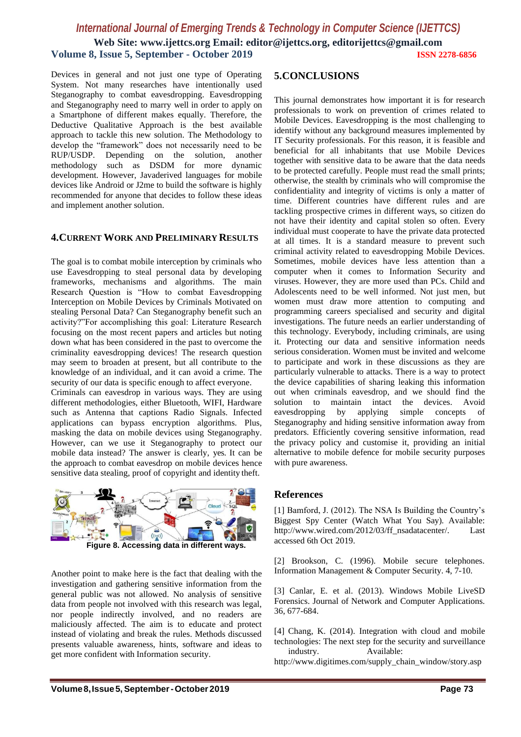Devices in general and not just one type of Operating System. Not many researches have intentionally used Steganography to combat eavesdropping. Eavesdropping and Steganography need to marry well in order to apply on a Smartphone of different makes equally. Therefore, the Deductive Qualitative Approach is the best available approach to tackle this new solution. The Methodology to develop the "framework" does not necessarily need to be RUP/USDP. Depending on the solution, another methodology such as DSDM for more dynamic development. However, Javaderived languages for mobile devices like Android or J2me to build the software is highly recommended for anyone that decides to follow these ideas and implement another solution.

## 4. CURRENT WORK AND PRELIMINARY RESULTS

The goal is to combat mobile interception by criminals who use Eavesdropping to steal personal data by developing frameworks, mechanisms and algorithms. The main Research Question is "How to combat Eavesdropping Interception on Mobile Devices by Criminals Motivated on stealing Personal Data? Can Steganography benefit such an activity?"For accomplishing this goal: Literature Research focusing on the most recent papers and articles but noting down what has been considered in the past to overcome the criminality eavesdropping devices! The research question may seem to broaden at present, but all contribute to the knowledge of an individual, and it can avoid a crime. The security of our data is specific enough to affect everyone.
Criminals can eavesdrop in various ways. They are using different methodologies, either Bluetooth, WIFI, Hardware such as Antenna that captions Radio Signals. Infected applications can bypass encryption algorithms. Plus, masking the data on mobile devices using Steganography. However, can we use it Steganography to protect our mobile data instead? The answer is clearly, yes. It can be the approach to combat eavesdrop on mobile devices hence sensitive data stealing, proof of copyright and identity theft.

**Figure 8. Accessing data in different ways.**

Another point to make here is the fact that dealing with the investigation and gathering sensitive information from the general public was not allowed. No analysis of sensitive data from people not involved with this research was legal, nor people indirectly involved, and no readers are maliciously affected. The aim is to educate and protect instead of violating and break the rules. Methods discussed presents valuable awareness, hints, software and ideas to get more confident with Information security.

## 5. CONCLUSIONS

This journal demonstrates how important it is for research professionals to work on prevention of crimes related to Mobile Devices. Eavesdropping is the most challenging to identify without any background measures implemented by IT Security professionals. For this reason, it is feasible and beneficial for all inhabitants that use Mobile Devices together with sensitive data to be aware that the data needs to be protected carefully. People must read the small prints; otherwise, the stealth by criminals who will compromise the confidentiality and integrity of victims is only a matter of time. Different countries have different rules and are tackling prospective crimes in different ways, so citizen do not have their identity and capital stolen so often. Every individual must cooperate to have the private data protected at all times. It is a standard measure to prevent such criminal activity related to eavesdropping Mobile Devices. Sometimes, mobile devices have less attention than a computer when it comes to Information Security and viruses. However, they are more used than PCs. Child and Adolescents need to be well informed. Not just men, but women must draw more attention to computing and programming careers specialised and security and digital investigations. The future needs an earlier understanding of this technology. Everybody, including criminals, are using it. Protecting our data and sensitive information needs serious consideration. Women must be invited and welcome to participate and work in these discussions as they are particularly vulnerable to attacks. There is a way to protect the device capabilities of sharing leaking this information out when criminals eavesdrop, and we should find the solution to maintain intact the devices. Avoid eavesdropping by applying simple concepts of Steganography and hiding sensitive information away from predators. Efficiently covering sensitive information, read the privacy policy and customise it, providing an initial alternative to mobile defence for mobile security purposes with pure awareness.

## References

[1] Bamford, J. (2012). The NSA Is Building the Country's Biggest Spy Center (Watch What You Say). Available: http://www.wired.com/2012/03/ff_nsadatacenter/. Last accessed 6th Oct 2019.

[2] Brookson, C. (1996). Mobile secure telephones. Information Management & Computer Security. 4, 7-10.

[3] Canlar, E. et al. (2013). Windows Mobile LiveSD Forensics. Journal of Network and Computer Applications. 36, 677-684.

[4] Chang, K. (2014). Integration with cloud and mobile technologies: The next step for the security and surveillance industry. Available: http://www.digitimes.com/supply_chain_window/story.asp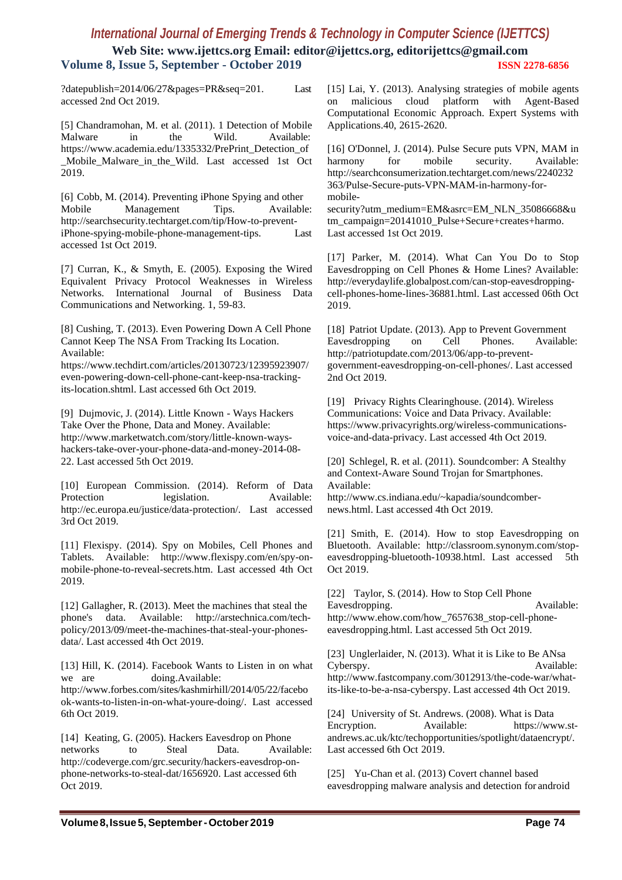?datepublish=2014/06/27&pages=PR&seq=201. Last accessed 2nd Oct 2019.

[5] Chandramohan, M. et al. (2011). 1 Detection of Mobile Malware in the Wild. Available: https://www.academia.edu/1335332/PrePrint_Detection_of_Mobile_Malware_in_the_Wild. Last accessed 1st Oct 2019.

[6] Cobb, M. (2014). Preventing iPhone Spying and other Mobile Management Tips. Available: http://searchsecurity.techtarget.com/tip/How-to-prevent-iPhone-spying-mobile-phone-management-tips. Last accessed 1st Oct 2019.

[7] Curran, K., & Smyth, E. (2005). Exposing the Wired Equivalent Privacy Protocol Weaknesses in Wireless Networks. International Journal of Business Data Communications and Networking. 1, 59-83.

[8] Cushing, T. (2013). Even Powering Down A Cell Phone Cannot Keep The NSA From Tracking Its Location. Available: https://www.techdirt.com/articles/20130723/12395923907/even-powering-down-cell-phone-cant-keep-nsa-tracking-its-location.shtml. Last accessed 6th Oct 2019.

[9] Dujmovic, J. (2014). Little Known - Ways Hackers Take Over the Phone, Data and Money. Available: http://www.marketwatch.com/story/little-known-ways-hackers-take-over-your-phone-data-and-money-2014-08-22. Last accessed 5th Oct 2019.

[10] European Commission. (2014). Reform of Data Protection legislation. Available: http://ec.europa.eu/justice/data-protection/. Last accessed 3rd Oct 2019.

[11] Flexispy. (2014). Spy on Mobiles, Cell Phones and Tablets. Available: http://www.flexispy.com/en/spy-on-mobile-phone-to-reveal-secrets.htm. Last accessed 4th Oct 2019.

[12] Gallagher, R. (2013). Meet the machines that steal the phone's data. Available: http://arstechnica.com/tech-policy/2013/09/meet-the-machines-that-steal-your-phones-data/. Last accessed 4th Oct 2019.

[13] Hill, K. (2014). Facebook Wants to Listen in on what we are doing.Available: http://www.forbes.com/sites/kashmirhill/2014/05/22/facebook-wants-to-listen-in-on-what-youre-doing/. Last accessed 6th Oct 2019.

[14] Keating, G. (2005). Hackers Eavesdrop on Phone networks to Steal Data. Available: http://codeverge.com/grc.security/hackers-eavesdrop-on-phone-networks-to-steal-dat/1656920. Last accessed 6th Oct 2019.

[15] Lai, Y. (2013). Analysing strategies of mobile agents on malicious cloud platform with Agent-Based Computational Economic Approach. Expert Systems with Applications.40, 2615-2620.

[16] O'Donnel, J. (2014). Pulse Secure puts VPN, MAM in harmony for mobile security. Available: http://searchconsumerization.techtarget.com/news/2240232363/Pulse-Secure-puts-VPN-MAM-in-harmony-for-mobile-security?utm_medium=EM&asrc=EM_NLN_35086668&utm_campaign=20141010_Pulse+Secure+creates+harmo. Last accessed 1st Oct 2019.

[17] Parker, M. (2014). What Can You Do to Stop Eavesdropping on Cell Phones & Home Lines? Available: http://everydaylife.globalpost.com/can-stop-eavesdropping-cell-phones-home-lines-36881.html. Last accessed 06th Oct 2019.

[18] Patriot Update. (2013). App to Prevent Government Eavesdropping on Cell Phones. Available: http://patriotupdate.com/2013/06/app-to-prevent-government-eavesdropping-on-cell-phones/. Last accessed 2nd Oct 2019.

[19] Privacy Rights Clearinghouse. (2014). Wireless Communications: Voice and Data Privacy. Available: https://www.privacyrights.org/wireless-communications-voice-and-data-privacy. Last accessed 4th Oct 2019.

[20] Schlegel, R. et al. (2011). Soundcomber: A Stealthy and Context-Aware Sound Trojan for Smartphones. Available: http://www.cs.indiana.edu/~kapadia/soundcomber-news.html. Last accessed 4th Oct 2019.

[21] Smith, E. (2014). How to stop Eavesdropping on Bluetooth. Available: http://classroom.synonym.com/stop-eavesdropping-bluetooth-10938.html. Last accessed 5th Oct 2019.

[22] Taylor, S. (2014). How to Stop Cell Phone Eavesdropping. Available: http://www.ehow.com/how_7657638_stop-cell-phone-eavesdropping.html. Last accessed 5th Oct 2019.

[23] Unglerlaider, N. (2013). What it is Like to Be ANsa Cyberspy. Available: http://www.fastcompany.com/3012913/the-code-war/what-its-like-to-be-a-nsa-cyberspy. Last accessed 4th Oct 2019.

[24] University of St. Andrews. (2008). What is Data Encryption. Available: https://www.st-andrews.ac.uk/ktc/techopportunities/spotlight/dataencrypt/. Last accessed 6th Oct 2019.

[25] Yu-Chan et al. (2013) Covert channel based eavesdropping malware analysis and detection for android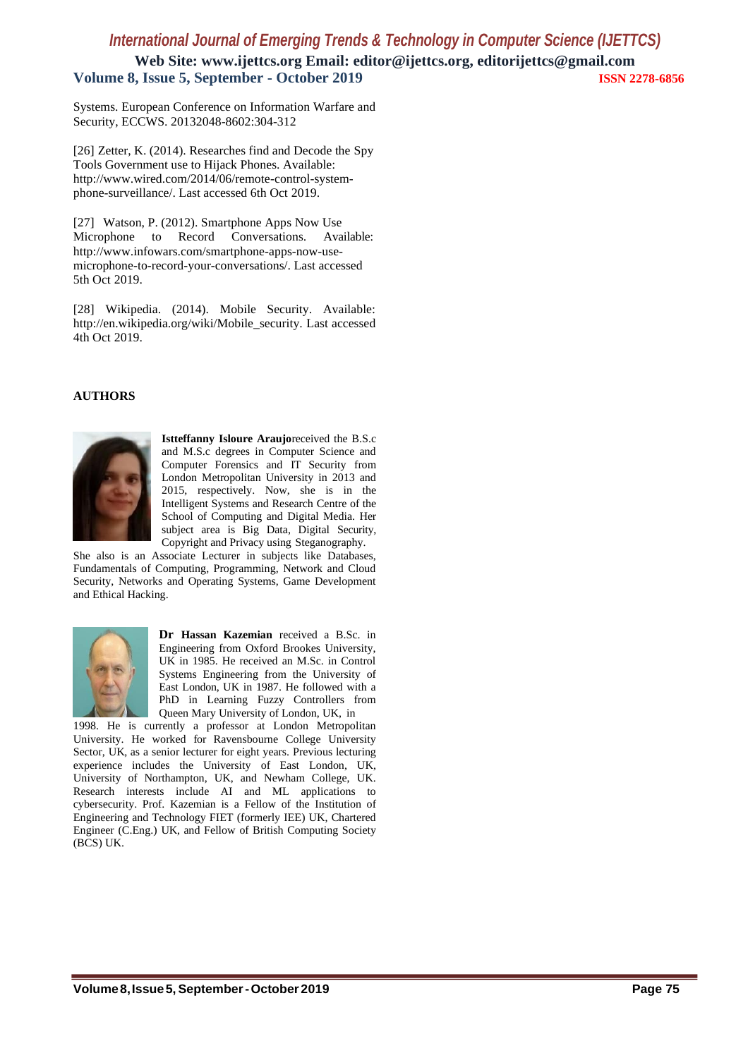Systems. European Conference on Information Warfare and Security, ECCWS. 20132048-8602:304-312

[26] Zetter, K. (2014). Researches find and Decode the Spy Tools Government use to Hijack Phones. Available: http://www.wired.com/2014/06/remote-control-system-phone-surveillance/. Last accessed 6th Oct 2019.

[27] Watson, P. (2012). Smartphone Apps Now Use Microphone to Record Conversations. Available: http://www.infowars.com/smartphone-apps-now-use-microphone-to-record-your-conversations/. Last accessed 5th Oct 2019.

[28] Wikipedia. (2014). Mobile Security. Available: http://en.wikipedia.org/wiki/Mobile_security. Last accessed 4th Oct 2019.

**AUTHORS**

**Istteffanny Isloure Araujo**received the B.S.c and M.S.c degrees in Computer Science and Computer Forensics and IT Security from London Metropolitan University in 2013 and 2015, respectively. Now, she is in the Intelligent Systems and Research Centre of the School of Computing and Digital Media. Her subject area is Big Data, Digital Security, Copyright and Privacy using Steganography. She also is an Associate Lecturer in subjects like Databases, Fundamentals of Computing, Programming, Network and Cloud Security, Networks and Operating Systems, Game Development and Ethical Hacking.

**Dr Hassan Kazemian** received a B.Sc. in Engineering from Oxford Brookes University, UK in 1985. He received an M.Sc. in Control Systems Engineering from the University of East London, UK in 1987. He followed with a PhD in Learning Fuzzy Controllers from Queen Mary University of London, UK, in 1998. He is currently a professor at London Metropolitan University. He worked for Ravensbourne College University Sector, UK, as a senior lecturer for eight years. Previous lecturing experience includes the University of East London, UK, University of Northampton, UK, and Newham College, UK. Research interests include AI and ML applications to cybersecurity. Prof. Kazemian is a Fellow of the Institution of Engineering and Technology FIET (formerly IEE) UK, Chartered Engineer (C.Eng.) UK, and Fellow of British Computing Society (BCS) UK.